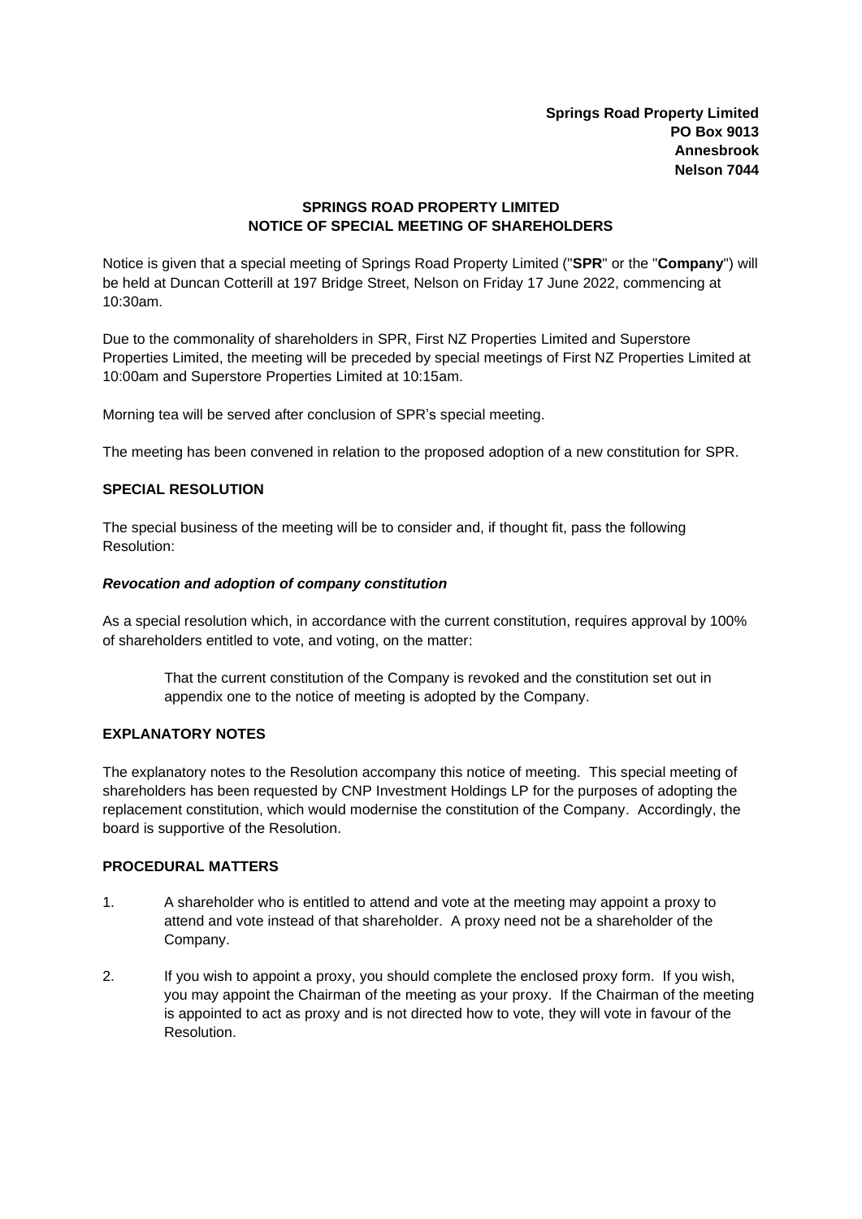**Springs Road Property Limited**
**PO Box 9013**
**Annesbrook**
**Nelson 7044**

## SPRINGS ROAD PROPERTY LIMITED
## NOTICE OF SPECIAL MEETING OF SHAREHOLDERS

Notice is given that a special meeting of Springs Road Property Limited ("**SPR**" or the "**Company**") will be held at Duncan Cotterill at 197 Bridge Street, Nelson on Friday 17 June 2022, commencing at 10:30am.

Due to the commonality of shareholders in SPR, First NZ Properties Limited and Superstore Properties Limited, the meeting will be preceded by special meetings of First NZ Properties Limited at 10:00am and Superstore Properties Limited at 10:15am.

Morning tea will be served after conclusion of SPR's special meeting.

The meeting has been convened in relation to the proposed adoption of a new constitution for SPR.

### SPECIAL RESOLUTION

The special business of the meeting will be to consider and, if thought fit, pass the following Resolution:

#### *Revocation and adoption of company constitution*

As a special resolution which, in accordance with the current constitution, requires approval by 100% of shareholders entitled to vote, and voting, on the matter:

> That the current constitution of the Company is revoked and the constitution set out in appendix one to the notice of meeting is adopted by the Company.

### EXPLANATORY NOTES

The explanatory notes to the Resolution accompany this notice of meeting. This special meeting of shareholders has been requested by CNP Investment Holdings LP for the purposes of adopting the replacement constitution, which would modernise the constitution of the Company. Accordingly, the board is supportive of the Resolution.

### PROCEDURAL MATTERS

1. A shareholder who is entitled to attend and vote at the meeting may appoint a proxy to attend and vote instead of that shareholder. A proxy need not be a shareholder of the Company.

2. If you wish to appoint a proxy, you should complete the enclosed proxy form. If you wish, you may appoint the Chairman of the meeting as your proxy. If the Chairman of the meeting is appointed to act as proxy and is not directed how to vote, they will vote in favour of the Resolution.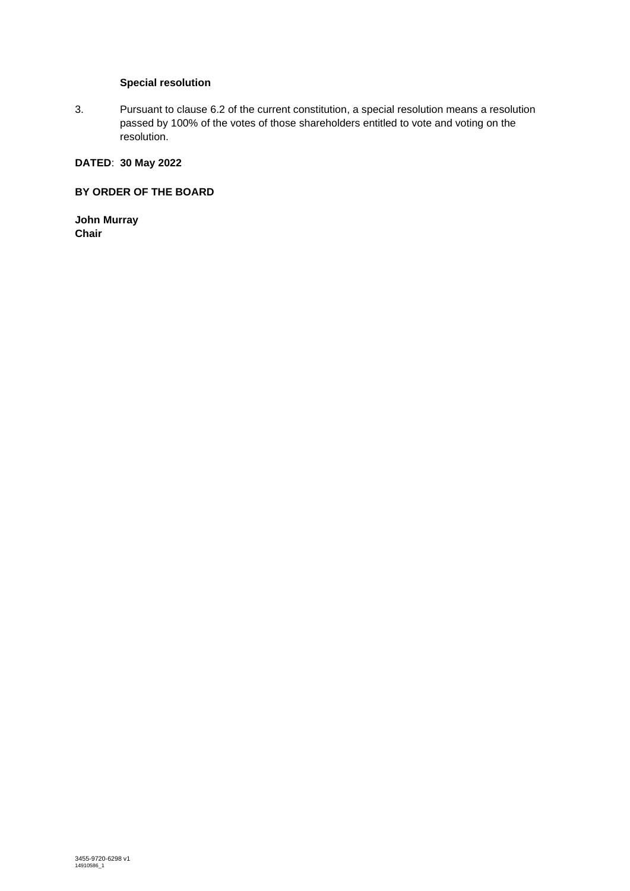**Special resolution**

3. Pursuant to clause 6.2 of the current constitution, a special resolution means a resolution passed by 100% of the votes of those shareholders entitled to vote and voting on the resolution.

**DATED**: **30 May 2022**

**BY ORDER OF THE BOARD**

**John Murray**
**Chair**

3455-9720-6298 v1
14910586_1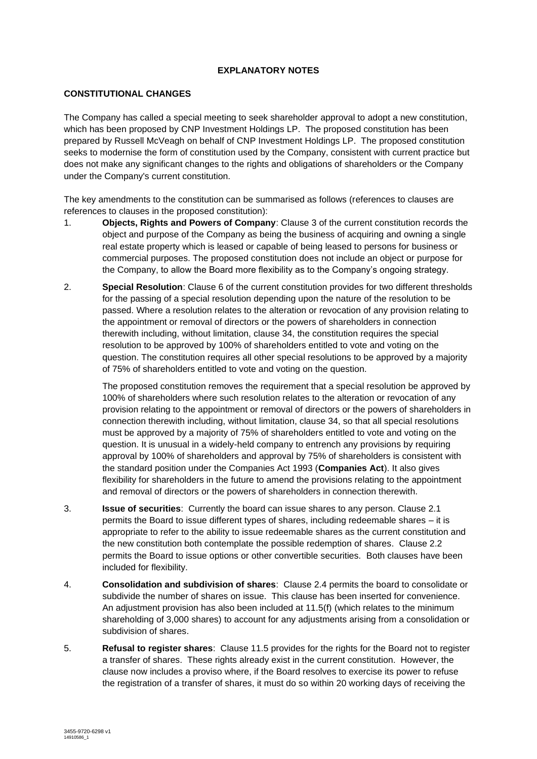**EXPLANATORY NOTES**

**CONSTITUTIONAL CHANGES**

The Company has called a special meeting to seek shareholder approval to adopt a new constitution, which has been proposed by CNP Investment Holdings LP. The proposed constitution has been prepared by Russell McVeagh on behalf of CNP Investment Holdings LP. The proposed constitution seeks to modernise the form of constitution used by the Company, consistent with current practice but does not make any significant changes to the rights and obligations of shareholders or the Company under the Company's current constitution.

The key amendments to the constitution can be summarised as follows (references to clauses are references to clauses in the proposed constitution):

1. **Objects, Rights and Powers of Company**: Clause 3 of the current constitution records the object and purpose of the Company as being the business of acquiring and owning a single real estate property which is leased or capable of being leased to persons for business or commercial purposes. The proposed constitution does not include an object or purpose for the Company, to allow the Board more flexibility as to the Company's ongoing strategy.

2. **Special Resolution**: Clause 6 of the current constitution provides for two different thresholds for the passing of a special resolution depending upon the nature of the resolution to be passed. Where a resolution relates to the alteration or revocation of any provision relating to the appointment or removal of directors or the powers of shareholders in connection therewith including, without limitation, clause 34, the constitution requires the special resolution to be approved by 100% of shareholders entitled to vote and voting on the question. The constitution requires all other special resolutions to be approved by a majority of 75% of shareholders entitled to vote and voting on the question.

   The proposed constitution removes the requirement that a special resolution be approved by 100% of shareholders where such resolution relates to the alteration or revocation of any provision relating to the appointment or removal of directors or the powers of shareholders in connection therewith including, without limitation, clause 34, so that all special resolutions must be approved by a majority of 75% of shareholders entitled to vote and voting on the question. It is unusual in a widely-held company to entrench any provisions by requiring approval by 100% of shareholders and approval by 75% of shareholders is consistent with the standard position under the Companies Act 1993 (**Companies Act**). It also gives flexibility for shareholders in the future to amend the provisions relating to the appointment and removal of directors or the powers of shareholders in connection therewith.

3. **Issue of securities**: Currently the board can issue shares to any person. Clause 2.1 permits the Board to issue different types of shares, including redeemable shares – it is appropriate to refer to the ability to issue redeemable shares as the current constitution and the new constitution both contemplate the possible redemption of shares. Clause 2.2 permits the Board to issue options or other convertible securities. Both clauses have been included for flexibility.

4. **Consolidation and subdivision of shares**: Clause 2.4 permits the board to consolidate or subdivide the number of shares on issue. This clause has been inserted for convenience. An adjustment provision has also been included at 11.5(f) (which relates to the minimum shareholding of 3,000 shares) to account for any adjustments arising from a consolidation or subdivision of shares.

5. **Refusal to register shares**: Clause 11.5 provides for the rights for the Board not to register a transfer of shares. These rights already exist in the current constitution. However, the clause now includes a proviso where, if the Board resolves to exercise its power to refuse the registration of a transfer of shares, it must do so within 20 working days of receiving the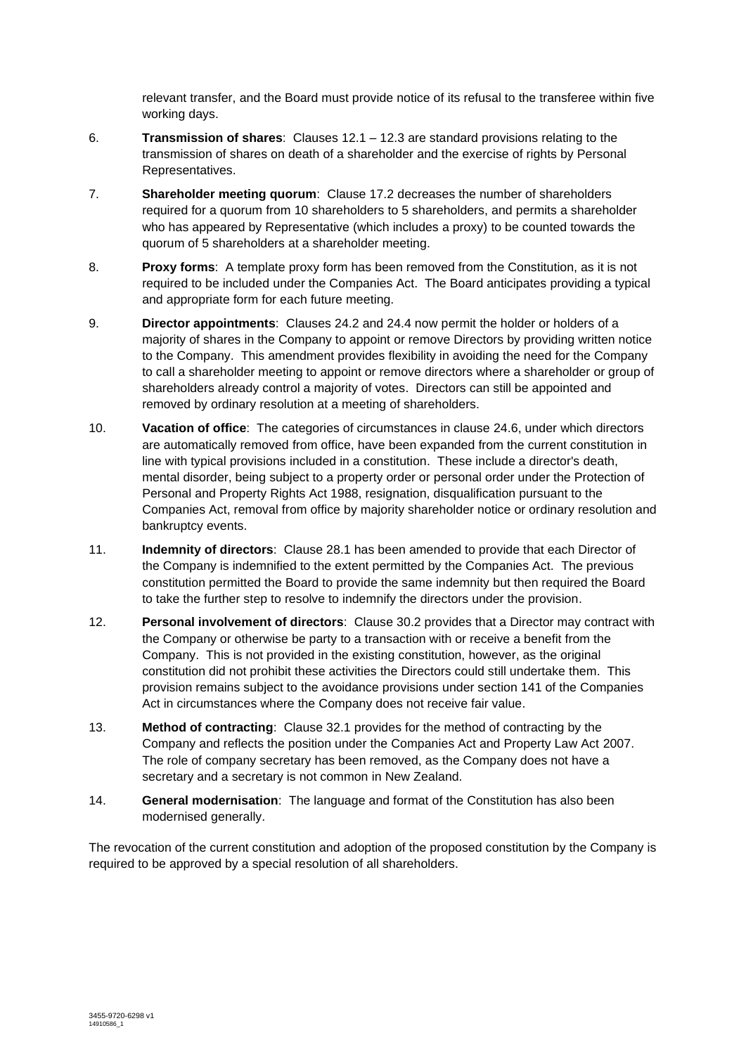relevant transfer, and the Board must provide notice of its refusal to the transferee within five working days.

6. **Transmission of shares**: Clauses 12.1 – 12.3 are standard provisions relating to the transmission of shares on death of a shareholder and the exercise of rights by Personal Representatives.

7. **Shareholder meeting quorum**: Clause 17.2 decreases the number of shareholders required for a quorum from 10 shareholders to 5 shareholders, and permits a shareholder who has appeared by Representative (which includes a proxy) to be counted towards the quorum of 5 shareholders at a shareholder meeting.

8. **Proxy forms**: A template proxy form has been removed from the Constitution, as it is not required to be included under the Companies Act. The Board anticipates providing a typical and appropriate form for each future meeting.

9. **Director appointments**: Clauses 24.2 and 24.4 now permit the holder or holders of a majority of shares in the Company to appoint or remove Directors by providing written notice to the Company. This amendment provides flexibility in avoiding the need for the Company to call a shareholder meeting to appoint or remove directors where a shareholder or group of shareholders already control a majority of votes. Directors can still be appointed and removed by ordinary resolution at a meeting of shareholders.

10. **Vacation of office**: The categories of circumstances in clause 24.6, under which directors are automatically removed from office, have been expanded from the current constitution in line with typical provisions included in a constitution. These include a director's death, mental disorder, being subject to a property order or personal order under the Protection of Personal and Property Rights Act 1988, resignation, disqualification pursuant to the Companies Act, removal from office by majority shareholder notice or ordinary resolution and bankruptcy events.

11. **Indemnity of directors**: Clause 28.1 has been amended to provide that each Director of the Company is indemnified to the extent permitted by the Companies Act. The previous constitution permitted the Board to provide the same indemnity but then required the Board to take the further step to resolve to indemnify the directors under the provision.

12. **Personal involvement of directors**: Clause 30.2 provides that a Director may contract with the Company or otherwise be party to a transaction with or receive a benefit from the Company. This is not provided in the existing constitution, however, as the original constitution did not prohibit these activities the Directors could still undertake them. This provision remains subject to the avoidance provisions under section 141 of the Companies Act in circumstances where the Company does not receive fair value.

13. **Method of contracting**: Clause 32.1 provides for the method of contracting by the Company and reflects the position under the Companies Act and Property Law Act 2007. The role of company secretary has been removed, as the Company does not have a secretary and a secretary is not common in New Zealand.

14. **General modernisation**: The language and format of the Constitution has also been modernised generally.

The revocation of the current constitution and adoption of the proposed constitution by the Company is required to be approved by a special resolution of all shareholders.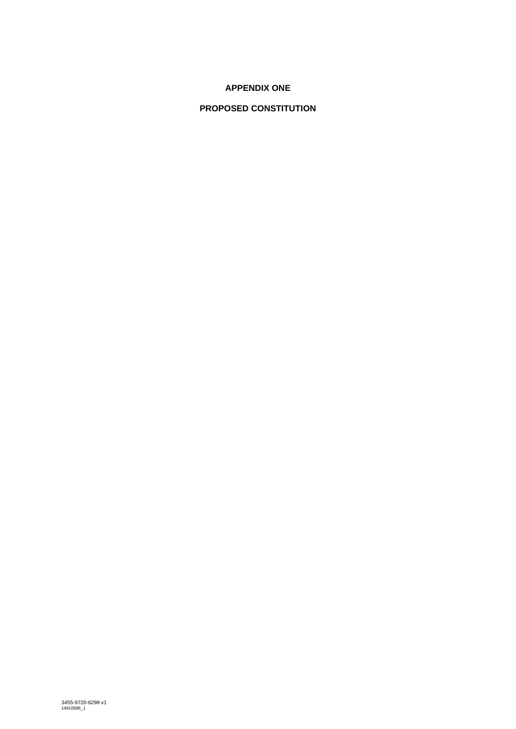**APPENDIX ONE**

**PROPOSED CONSTITUTION**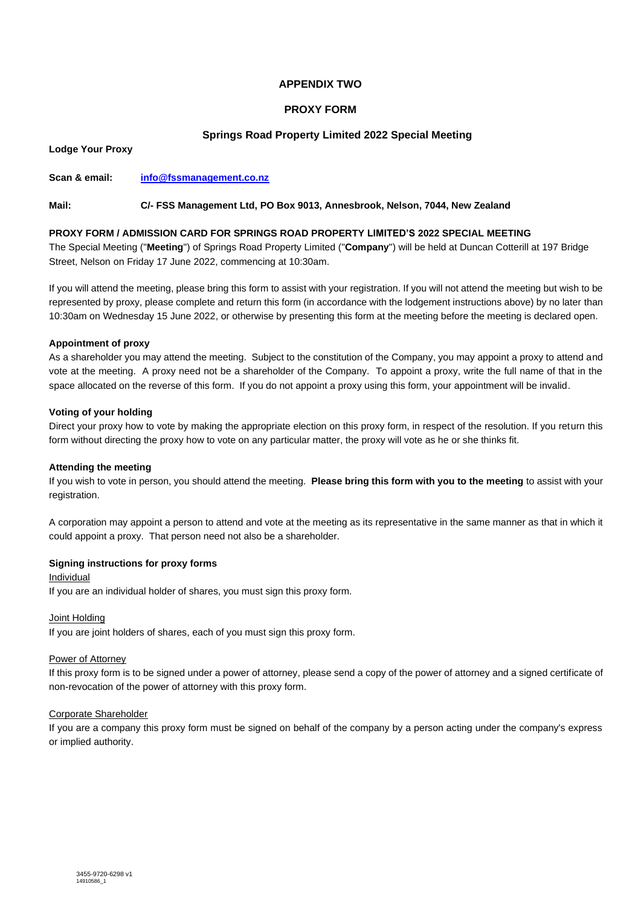# APPENDIX TWO

# PROXY FORM

## Springs Road Property Limited 2022 Special Meeting

**Lodge Your Proxy**

**Scan & email:** **info@fssmanagement.co.nz**

**Mail:** **C/- FSS Management Ltd, PO Box 9013, Annesbrook, Nelson, 7044, New Zealand**

**PROXY FORM / ADMISSION CARD FOR SPRINGS ROAD PROPERTY LIMITED'S 2022 SPECIAL MEETING**

The Special Meeting ("**Meeting**") of Springs Road Property Limited ("**Company**") will be held at Duncan Cotterill at 197 Bridge Street, Nelson on Friday 17 June 2022, commencing at 10:30am.

If you will attend the meeting, please bring this form to assist with your registration. If you will not attend the meeting but wish to be represented by proxy, please complete and return this form (in accordance with the lodgement instructions above) by no later than 10:30am on Wednesday 15 June 2022, or otherwise by presenting this form at the meeting before the meeting is declared open.

**Appointment of proxy**

As a shareholder you may attend the meeting. Subject to the constitution of the Company, you may appoint a proxy to attend and vote at the meeting. A proxy need not be a shareholder of the Company. To appoint a proxy, write the full name of that in the space allocated on the reverse of this form. If you do not appoint a proxy using this form, your appointment will be invalid.

**Voting of your holding**

Direct your proxy how to vote by making the appropriate election on this proxy form, in respect of the resolution. If you return this form without directing the proxy how to vote on any particular matter, the proxy will vote as he or she thinks fit.

**Attending the meeting**

If you wish to vote in person, you should attend the meeting. **Please bring this form with you to the meeting** to assist with your registration.

A corporation may appoint a person to attend and vote at the meeting as its representative in the same manner as that in which it could appoint a proxy. That person need not also be a shareholder.

**Signing instructions for proxy forms**

Individual

If you are an individual holder of shares, you must sign this proxy form.

Joint Holding

If you are joint holders of shares, each of you must sign this proxy form.

Power of Attorney

If this proxy form is to be signed under a power of attorney, please send a copy of the power of attorney and a signed certificate of non-revocation of the power of attorney with this proxy form.

Corporate Shareholder

If you are a company this proxy form must be signed on behalf of the company by a person acting under the company's express or implied authority.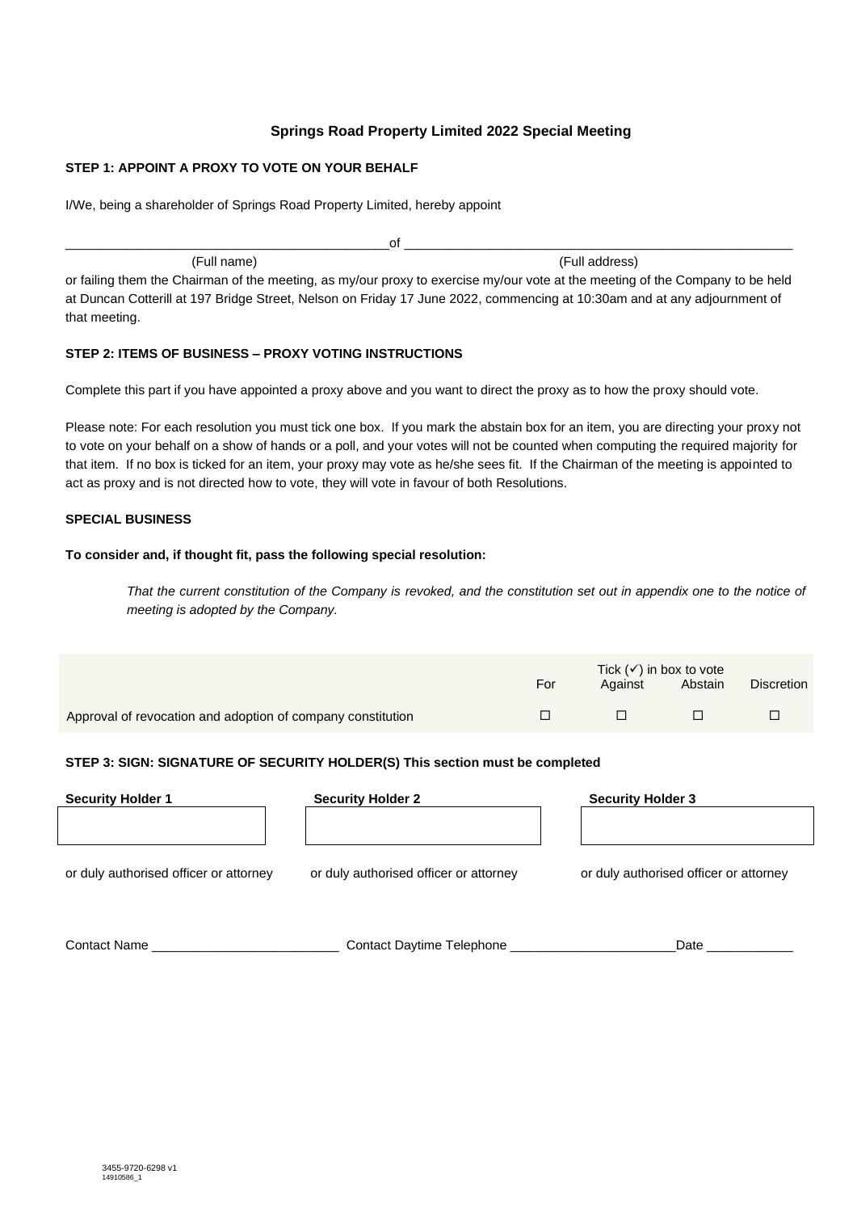## Springs Road Property Limited 2022 Special Meeting

**STEP 1: APPOINT A PROXY TO VOTE ON YOUR BEHALF**

I/We, being a shareholder of Springs Road Property Limited, hereby appoint

_____________________________________________of _______________________________________________________

(Full name) (Full address)

or failing them the Chairman of the meeting, as my/our proxy to exercise my/our vote at the meeting of the Company to be held at Duncan Cotterill at 197 Bridge Street, Nelson on Friday 17 June 2022, commencing at 10:30am and at any adjournment of that meeting.

**STEP 2: ITEMS OF BUSINESS – PROXY VOTING INSTRUCTIONS**

Complete this part if you have appointed a proxy above and you want to direct the proxy as to how the proxy should vote.

Please note: For each resolution you must tick one box. If you mark the abstain box for an item, you are directing your proxy not to vote on your behalf on a show of hands or a poll, and your votes will not be counted when computing the required majority for that item. If no box is ticked for an item, your proxy may vote as he/she sees fit. If the Chairman of the meeting is appointed to act as proxy and is not directed how to vote, they will vote in favour of both Resolutions.

**SPECIAL BUSINESS**

**To consider and, if thought fit, pass the following special resolution:**

*That the current constitution of the Company is revoked, and the constitution set out in appendix one to the notice of meeting is adopted by the Company.*

| | Tick (✓) in box to vote | | | |
|---|---|---|---|---|
| | For | Against | Abstain | Discretion |
| Approval of revocation and adoption of company constitution | ☐ | ☐ | ☐ | ☐ |

**STEP 3: SIGN: SIGNATURE OF SECURITY HOLDER(S) This section must be completed**

| Security Holder 1 | Security Holder 2 | Security Holder 3 |
|---|---|---|
| | | |
| or duly authorised officer or attorney | or duly authorised officer or attorney | or duly authorised officer or attorney |

Contact Name _________________________ Contact Daytime Telephone ______________________Date ____________

3455-9720-6298 v1
14910586_1